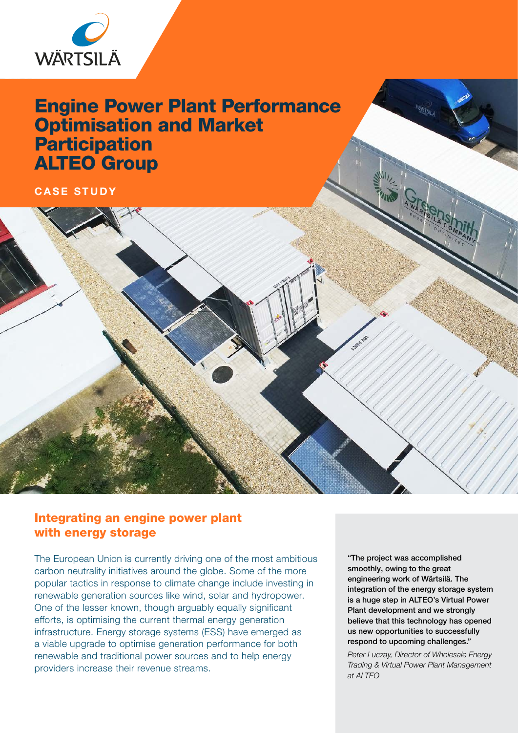# Engine Power Plant Performance Optimisation and Market Participation ALTEO Group

**CASE STUDY**

## Integrating an engine power plant with energy storage

The European Union is currently driving one of the most ambitious carbon neutrality initiatives around the globe. Some of the more popular tactics in response to climate change include investing in renewable generation sources like wind, solar and hydropower. One of the lesser known, though arguably equally significant efforts, is optimising the current thermal energy generation infrastructure. Energy storage systems (ESS) have emerged as a viable upgrade to optimise generation performance for both renewable and traditional power sources and to help energy providers increase their revenue streams.

**"The project was accomplished smoothly, owing to the great engineering work of Wärtsilä. The integration of the energy storage system is a huge step in ALTEO's Virtual Power Plant development and we strongly believe that this technology has opened us new opportunities to successfully respond to upcoming challenges."**

*Peter Luczay, Director of Wholesale Energy Trading & Virtual Power Plant Management at ALTEO*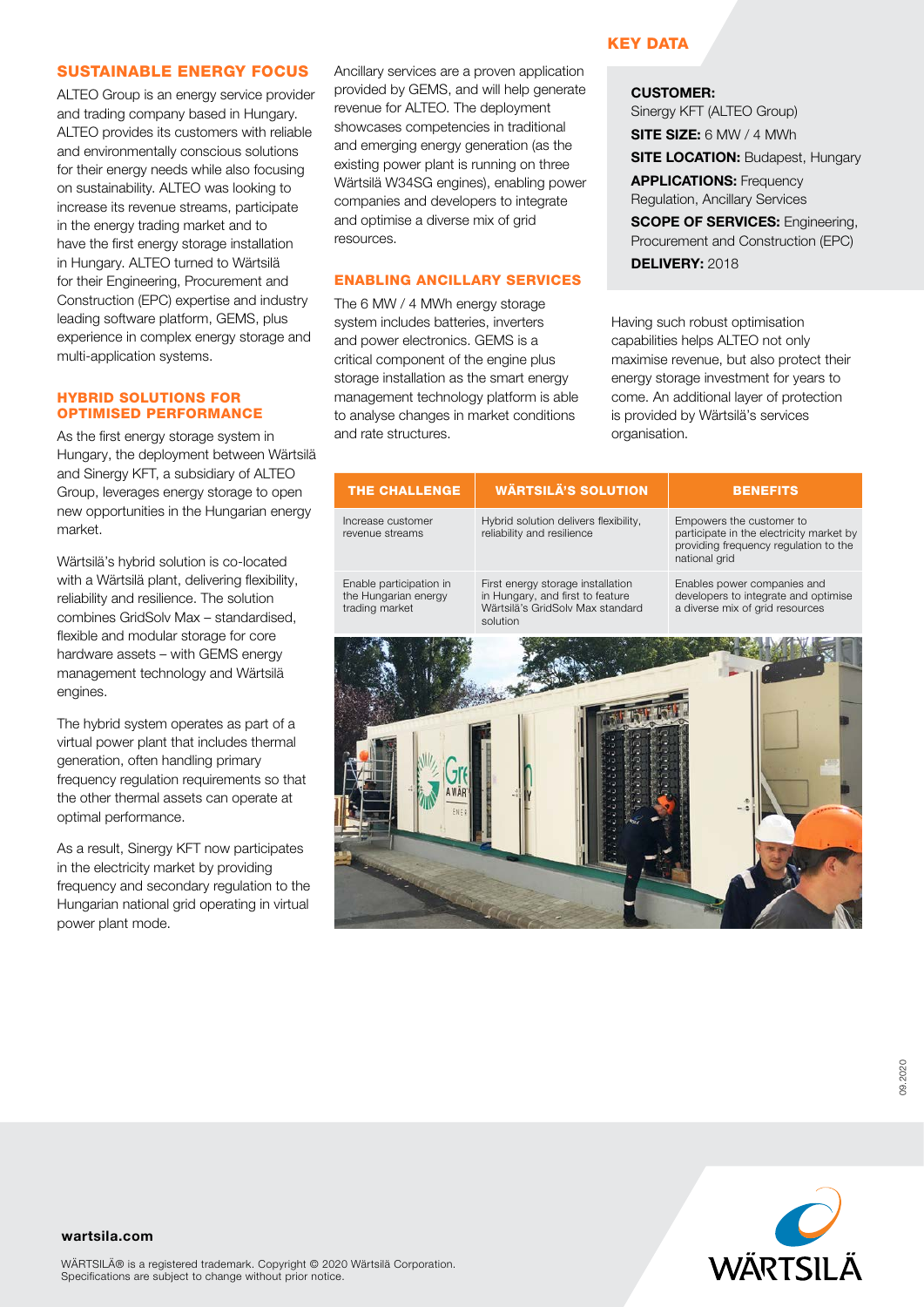## SUSTAINABLE ENERGY FOCUS

ALTEO Group is an energy service provider and trading company based in Hungary. ALTEO provides its customers with reliable and environmentally conscious solutions for their energy needs while also focusing on sustainability. ALTEO was looking to increase its revenue streams, participate in the energy trading market and to have the first energy storage installation in Hungary. ALTEO turned to Wärtsilä for their Engineering, Procurement and Construction (EPC) expertise and industry leading software platform, GEMS, plus experience in complex energy storage and multi-application systems.

## HYBRID SOLUTIONS FOR OPTIMISED PERFORMANCE

As the first energy storage system in Hungary, the deployment between Wärtsilä and Sinergy KFT, a subsidiary of ALTEO Group, leverages energy storage to open new opportunities in the Hungarian energy market.

Wärtsilä's hybrid solution is co-located with a Wärtsilä plant, delivering flexibility, reliability and resilience. The solution combines GridSolv Max – standardised, flexible and modular storage for core hardware assets – with GEMS energy management technology and Wärtsilä engines.

The hybrid system operates as part of a virtual power plant that includes thermal generation, often handling primary frequency regulation requirements so that the other thermal assets can operate at optimal performance.

As a result, Sinergy KFT now participates in the electricity market by providing frequency and secondary regulation to the Hungarian national grid operating in virtual power plant mode.

Ancillary services are a proven application provided by GEMS, and will help generate revenue for ALTEO. The deployment showcases competencies in traditional and emerging energy generation (as the existing power plant is running on three Wärtsilä W34SG engines), enabling power companies and developers to integrate and optimise a diverse mix of grid resources.

## ENABLING ANCILLARY SERVICES

The 6 MW / 4 MWh energy storage system includes batteries, inverters and power electronics. GEMS is a critical component of the engine plus storage installation as the smart energy management technology platform is able to analyse changes in market conditions and rate structures.

## KEY DATA

**CUSTOMER:** Sinergy KFT (ALTEO Group)

**SITE SIZE:** 6 MW / 4 MWh

**SITE LOCATION:** Budapest, Hungary

**APPLICATIONS:** Frequency Regulation, Ancillary Services

**SCOPE OF SERVICES:** Engineering, Procurement and Construction (EPC)

**DELIVERY:** 2018

Having such robust optimisation capabilities helps ALTEO not only maximise revenue, but also protect their energy storage investment for years to come. An additional layer of protection is provided by Wärtsilä's services organisation.

| THE CHALLENGE | WÄRTSILÄ'S SOLUTION | BENEFITS |
|---|---|---|
| Increase customer revenue streams | Hybrid solution delivers flexibility, reliability and resilience | Empowers the customer to participate in the electricity market by providing frequency regulation to the national grid |
| Enable participation in the Hungarian energy trading market | First energy storage installation in Hungary, and first to feature Wärtsilä's GridSolv Max standard solution | Enables power companies and developers to integrate and optimise a diverse mix of grid resources |

**wartsila.com**

WÄRTSILÄ® is a registered trademark. Copyright © 2020 Wärtsilä Corporation.
Specifications are subject to change without prior notice.

09.2020